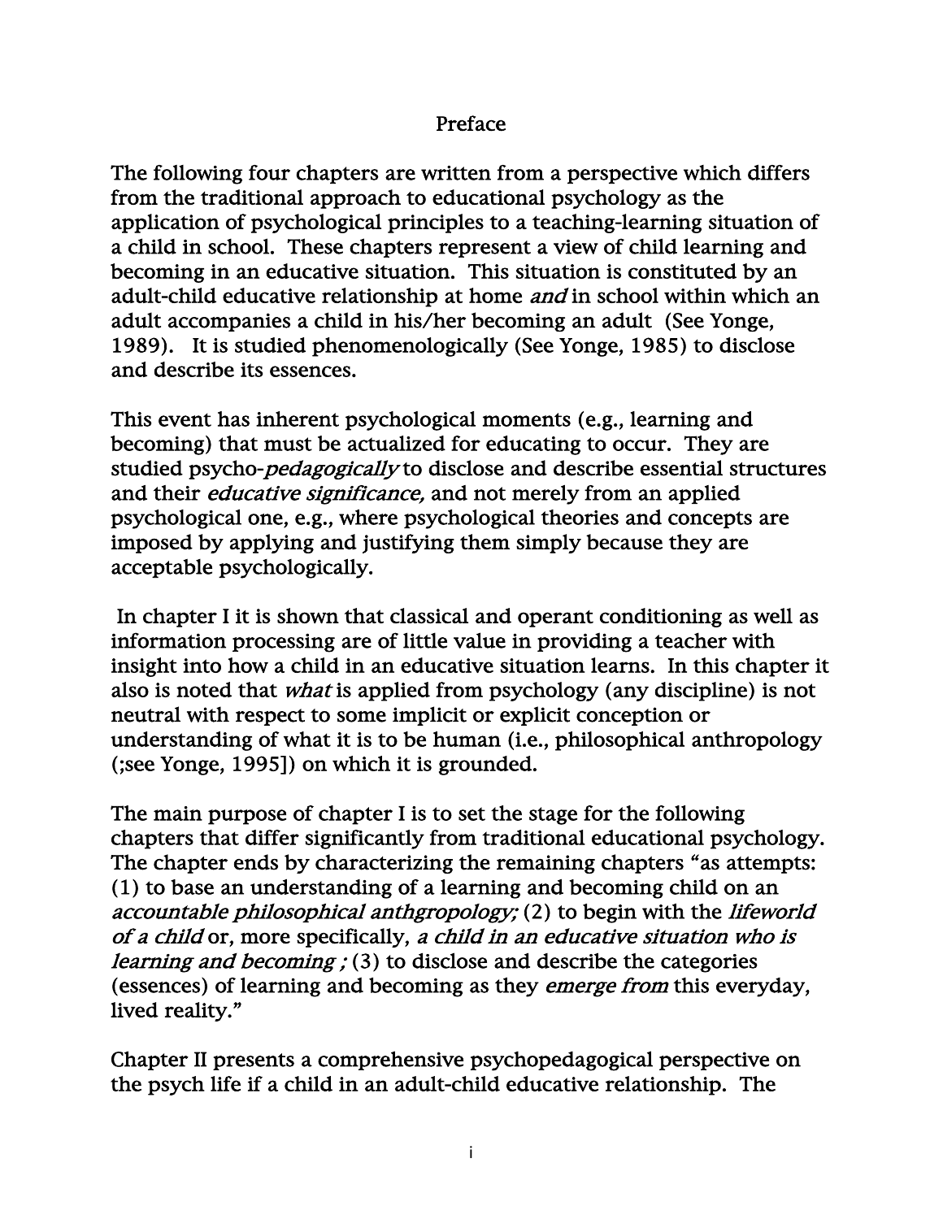# Preface

The following four chapters are written from a perspective which differs from the traditional approach to educational psychology as the application of psychological principles to a teaching-learning situation of a child in school. These chapters represent a view of child learning and becoming in an educative situation. This situation is constituted by an adult-child educative relationship at home *and* in school within which an adult accompanies a child in his/her becoming an adult (See Yonge, 1989). It is studied phenomenologically (See Yonge, 1985) to disclose and describe its essences.

This event has inherent psychological moments (e.g., learning and becoming) that must be actualized for educating to occur. They are studied psycho-*pedagogically* to disclose and describe essential structures and their *educative significance,* and not merely from an applied psychological one, e.g., where psychological theories and concepts are imposed by applying and justifying them simply because they are acceptable psychologically.

In chapter I it is shown that classical and operant conditioning as well as information processing are of little value in providing a teacher with insight into how a child in an educative situation learns. In this chapter it also is noted that *what* is applied from psychology (any discipline) is not neutral with respect to some implicit or explicit conception or understanding of what it is to be human (i.e., philosophical anthropology (;see Yonge, 1995]) on which it is grounded.

The main purpose of chapter I is to set the stage for the following chapters that differ significantly from traditional educational psychology. The chapter ends by characterizing the remaining chapters "as attempts: (1) to base an understanding of a learning and becoming child on an *accountable philosophical anthgropology;* (2) to begin with the *lifeworld of a child* or, more specifically, *a child in an educative situation who is learning and becoming ;* (3) to disclose and describe the categories (essences) of learning and becoming as they *emerge from* this everyday, lived reality."

Chapter II presents a comprehensive psychopedagogical perspective on the psych life if a child in an adult-child educative relationship. The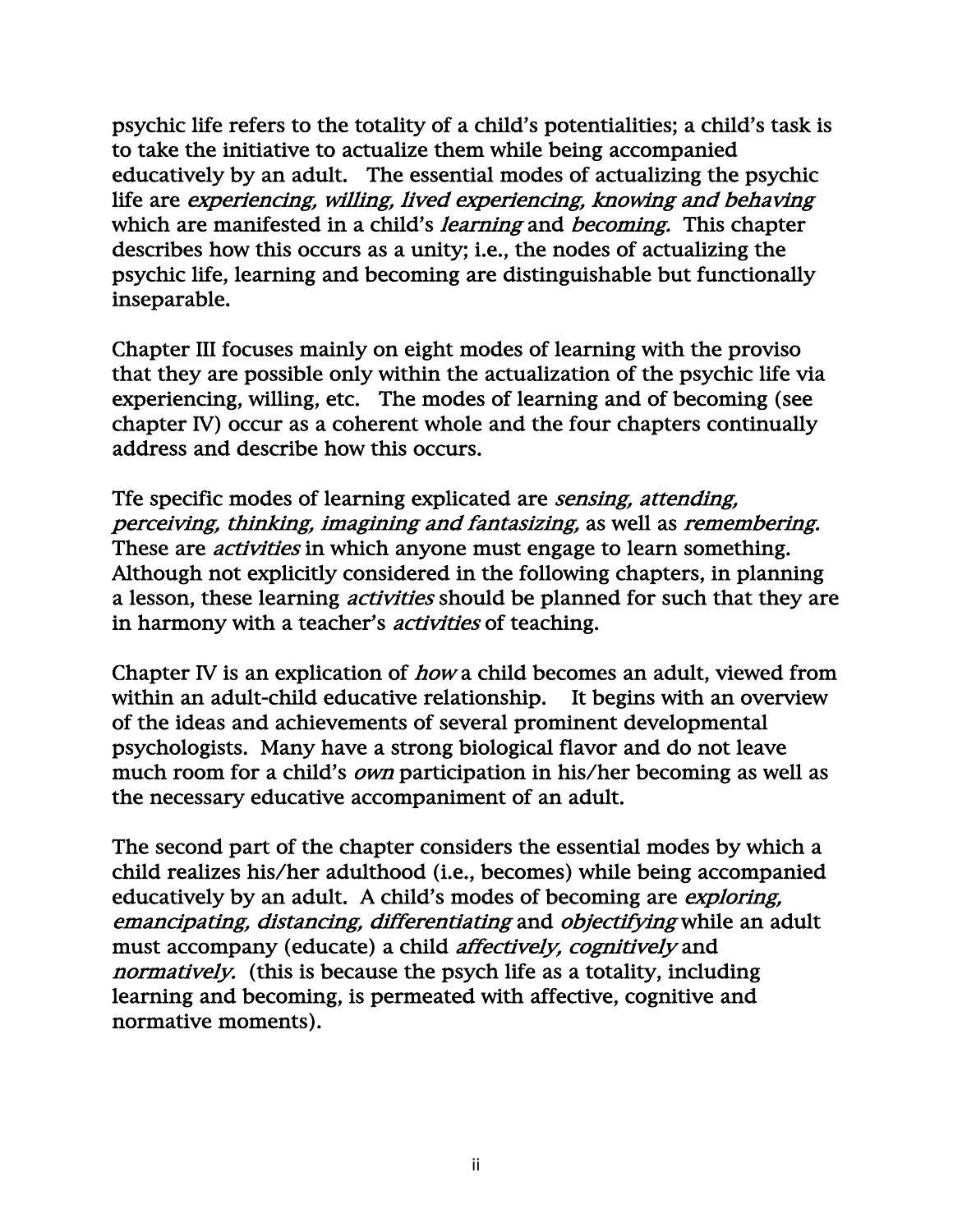psychic life refers to the totality of a child's potentialities; a child's task is to take the initiative to actualize them while being accompanied educatively by an adult. The essential modes of actualizing the psychic life are *experiencing, willing, lived experiencing, knowing and behaving* which are manifested in a child's *learning* and *becoming.* This chapter describes how this occurs as a unity; i.e., the nodes of actualizing the psychic life, learning and becoming are distinguishable but functionally inseparable.

Chapter III focuses mainly on eight modes of learning with the proviso that they are possible only within the actualization of the psychic life via experiencing, willing, etc. The modes of learning and of becoming (see chapter IV) occur as a coherent whole and the four chapters continually address and describe how this occurs.

Tfe specific modes of learning explicated are *sensing, attending, perceiving, thinking, imagining and fantasizing,* as well as *remembering.* These are *activities* in which anyone must engage to learn something. Although not explicitly considered in the following chapters, in planning a lesson, these learning *activities* should be planned for such that they are in harmony with a teacher's *activities* of teaching.

Chapter IV is an explication of *how* a child becomes an adult, viewed from within an adult-child educative relationship. It begins with an overview of the ideas and achievements of several prominent developmental psychologists. Many have a strong biological flavor and do not leave much room for a child's *own* participation in his/her becoming as well as the necessary educative accompaniment of an adult.

The second part of the chapter considers the essential modes by which a child realizes his/her adulthood (i.e., becomes) while being accompanied educatively by an adult. A child's modes of becoming are *exploring, emancipating, distancing, differentiating* and *objectifying* while an adult must accompany (educate) a child *affectively, cognitively* and *normatively.* (this is because the psych life as a totality, including learning and becoming, is permeated with affective, cognitive and normative moments).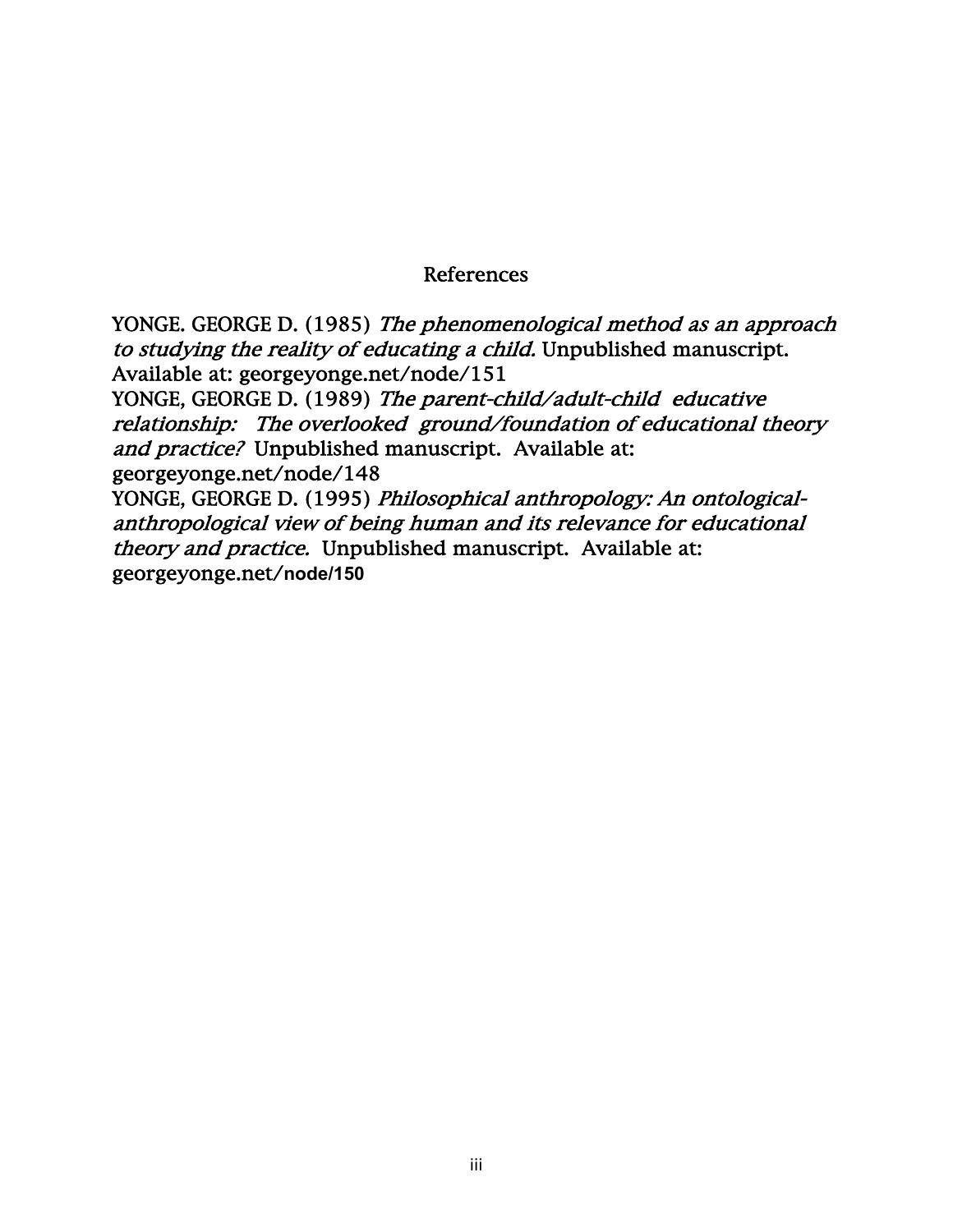# References

YONGE. GEORGE D. (1985) *The phenomenological method as an approach to studying the reality of educating a child.* Unpublished manuscript. Available at: georgeyonge.net/node/151

YONGE, GEORGE D. (1989) *The parent-child/adult-child educative relationship: The overlooked ground/foundation of educational theory and practice?* Unpublished manuscript. Available at: georgeyonge.net/node/148

YONGE, GEORGE D. (1995) *Philosophical anthropology: An ontological-anthropological view of being human and its relevance for educational theory and practice.* Unpublished manuscript. Available at: georgeyonge.net/node/150